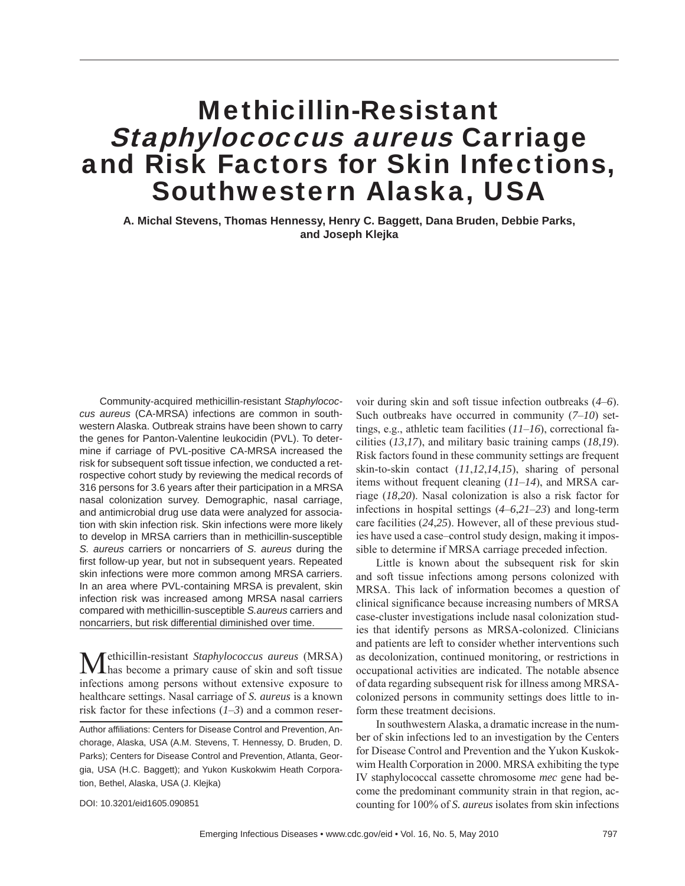# Methicillin-Resistant *Staphylococcus aureus* Carriage and Risk Factors for Skin Infections, Southwestern Alaska, USA

**A. Michal Stevens, Thomas Hennessy, Henry C. Baggett, Dana Bruden, Debbie Parks, and Joseph Klejka**

Community-acquired methicillin-resistant *Staphylococcus aureus* (CA-MRSA) infections are common in southwestern Alaska. Outbreak strains have been shown to carry the genes for Panton-Valentine leukocidin (PVL). To determine if carriage of PVL-positive CA-MRSA increased the risk for subsequent soft tissue infection, we conducted a retrospective cohort study by reviewing the medical records of 316 persons for 3.6 years after their participation in a MRSA nasal colonization survey. Demographic, nasal carriage, and antimicrobial drug use data were analyzed for association with skin infection risk. Skin infections were more likely to develop in MRSA carriers than in methicillin-susceptible *S. aureus* carriers or noncarriers of *S. aureus* during the first follow-up year, but not in subsequent years. Repeated skin infections were more common among MRSA carriers. In an area where PVL-containing MRSA is prevalent, skin infection risk was increased among MRSA nasal carriers compared with methicillin-susceptible *S. aureus* carriers and noncarriers, but risk differential diminished over time.

Methicillin-resistant *Staphylococcus aureus* (MRSA) has become a primary cause of skin and soft tissue infections among persons without extensive exposure to healthcare settings. Nasal carriage of *S. aureus* is a known risk factor for these infections (*1*–*3*) and a common reservoir during skin and soft tissue infection outbreaks (*4*–*6*). Such outbreaks have occurred in community (*7*–*10*) settings, e.g., athletic team facilities (*11*–*16*), correctional facilities (*13*,*17*), and military basic training camps (*18*,*19*). Risk factors found in these community settings are frequent skin-to-skin contact (*11*,*12*,*14*,*15*), sharing of personal items without frequent cleaning (*11*–*14*), and MRSA carriage (*18*,*20*). Nasal colonization is also a risk factor for infections in hospital settings (*4*–*6*,*21*–*23*) and long-term care facilities (*24*,*25*). However, all of these previous studies have used a case–control study design, making it impossible to determine if MRSA carriage preceded infection.

Little is known about the subsequent risk for skin and soft tissue infections among persons colonized with MRSA. This lack of information becomes a question of clinical significance because increasing numbers of MRSA case-cluster investigations include nasal colonization studies that identify persons as MRSA-colonized. Clinicians and patients are left to consider whether interventions such as decolonization, continued monitoring, or restrictions in occupational activities are indicated. The notable absence of data regarding subsequent risk for illness among MRSA-colonized persons in community settings does little to inform these treatment decisions.

In southwestern Alaska, a dramatic increase in the number of skin infections led to an investigation by the Centers for Disease Control and Prevention and the Yukon Kuskokwim Health Corporation in 2000. MRSA exhibiting the type IV staphylococcal cassette chromosome *mec* gene had become the predominant community strain in that region, accounting for 100% of *S. aureus* isolates from skin infections

Author affiliations: Centers for Disease Control and Prevention, Anchorage, Alaska, USA (A.M. Stevens, T. Hennessy, D. Bruden, D. Parks); Centers for Disease Control and Prevention, Atlanta, Georgia, USA (H.C. Baggett); and Yukon Kuskokwim Heath Corporation, Bethel, Alaska, USA (J. Klejka)

DOI: 10.3201/eid1605.090851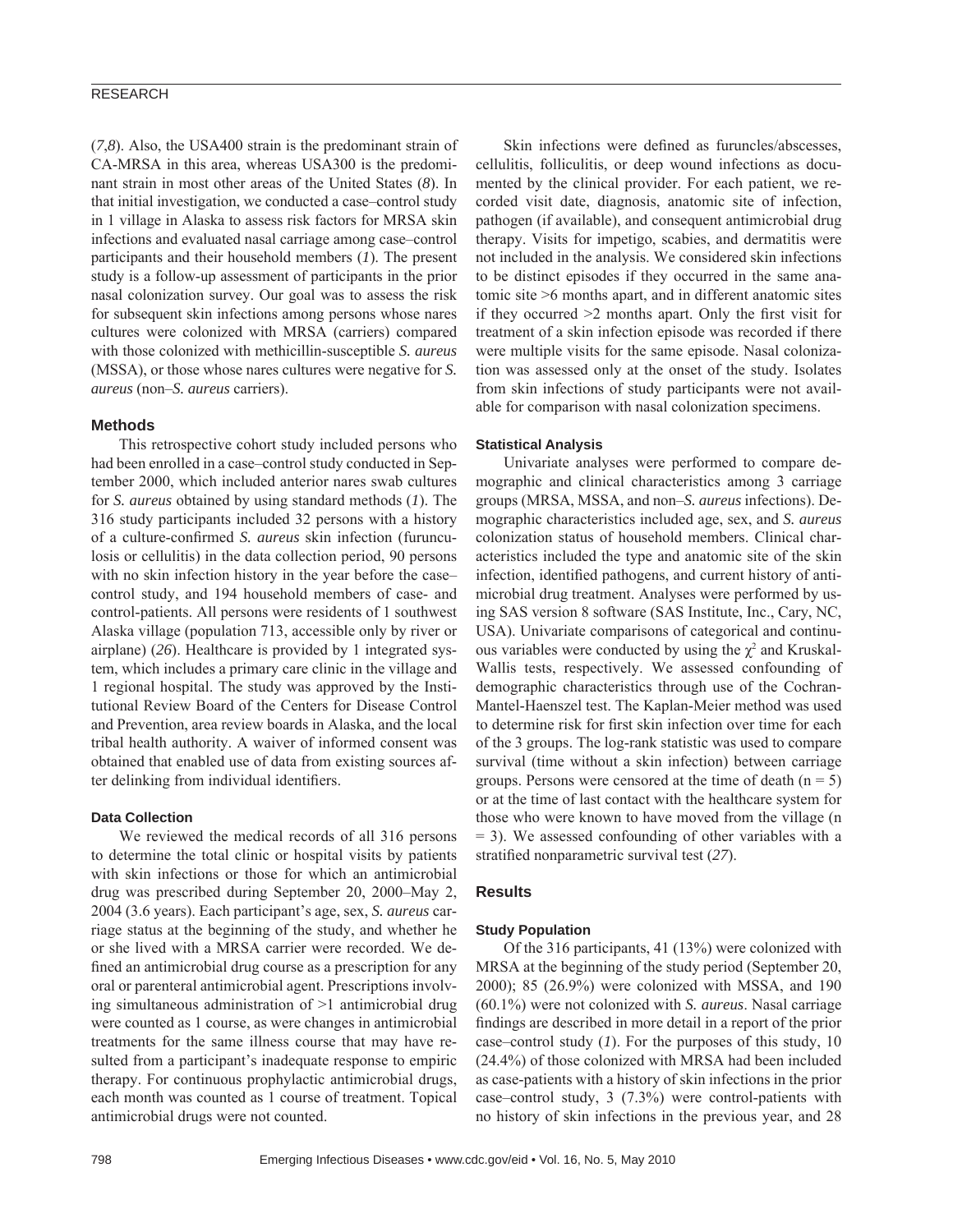(*7*,*8*). Also, the USA400 strain is the predominant strain of CA-MRSA in this area, whereas USA300 is the predominant strain in most other areas of the United States (*8*). In that initial investigation, we conducted a case–control study in 1 village in Alaska to assess risk factors for MRSA skin infections and evaluated nasal carriage among case–control participants and their household members (*1*). The present study is a follow-up assessment of participants in the prior nasal colonization survey. Our goal was to assess the risk for subsequent skin infections among persons whose nares cultures were colonized with MRSA (carriers) compared with those colonized with methicillin-susceptible *S. aureus* (MSSA), or those whose nares cultures were negative for *S. aureus* (non–*S. aureus* carriers).

## Methods

This retrospective cohort study included persons who had been enrolled in a case–control study conducted in September 2000, which included anterior nares swab cultures for *S. aureus* obtained by using standard methods (*1*). The 316 study participants included 32 persons with a history of a culture-confirmed *S. aureus* skin infection (furunculosis or cellulitis) in the data collection period, 90 persons with no skin infection history in the year before the case–control study, and 194 household members of case- and control-patients. All persons were residents of 1 southwest Alaska village (population 713, accessible only by river or airplane) (*26*). Healthcare is provided by 1 integrated system, which includes a primary care clinic in the village and 1 regional hospital. The study was approved by the Institutional Review Board of the Centers for Disease Control and Prevention, area review boards in Alaska, and the local tribal health authority. A waiver of informed consent was obtained that enabled use of data from existing sources after delinking from individual identifiers.

### Data Collection

We reviewed the medical records of all 316 persons to determine the total clinic or hospital visits by patients with skin infections or those for which an antimicrobial drug was prescribed during September 20, 2000–May 2, 2004 (3.6 years). Each participant's age, sex, *S. aureus* carriage status at the beginning of the study, and whether he or she lived with a MRSA carrier were recorded. We defined an antimicrobial drug course as a prescription for any oral or parenteral antimicrobial agent. Prescriptions involving simultaneous administration of >1 antimicrobial drug were counted as 1 course, as were changes in antimicrobial treatments for the same illness course that may have resulted from a participant's inadequate response to empiric therapy. For continuous prophylactic antimicrobial drugs, each month was counted as 1 course of treatment. Topical antimicrobial drugs were not counted.

Skin infections were defined as furuncles/abscesses, cellulitis, folliculitis, or deep wound infections as documented by the clinical provider. For each patient, we recorded visit date, diagnosis, anatomic site of infection, pathogen (if available), and consequent antimicrobial drug therapy. Visits for impetigo, scabies, and dermatitis were not included in the analysis. We considered skin infections to be distinct episodes if they occurred in the same anatomic site >6 months apart, and in different anatomic sites if they occurred >2 months apart. Only the first visit for treatment of a skin infection episode was recorded if there were multiple visits for the same episode. Nasal colonization was assessed only at the onset of the study. Isolates from skin infections of study participants were not available for comparison with nasal colonization specimens.

### Statistical Analysis

Univariate analyses were performed to compare demographic and clinical characteristics among 3 carriage groups (MRSA, MSSA, and non–*S. aureus* infections). Demographic characteristics included age, sex, and *S. aureus* colonization status of household members. Clinical characteristics included the type and anatomic site of the skin infection, identified pathogens, and current history of antimicrobial drug treatment. Analyses were performed by using SAS version 8 software (SAS Institute, Inc., Cary, NC, USA). Univariate comparisons of categorical and continuous variables were conducted by using the $\chi^2$ and Kruskal-Wallis tests, respectively. We assessed confounding of demographic characteristics through use of the Cochran-Mantel-Haenszel test. The Kaplan-Meier method was used to determine risk for first skin infection over time for each of the 3 groups. The log-rank statistic was used to compare survival (time without a skin infection) between carriage groups. Persons were censored at the time of death ($n = 5$) or at the time of last contact with the healthcare system for those who were known to have moved from the village ($n = 3$). We assessed confounding of other variables with a stratified nonparametric survival test (*27*).

## Results

### Study Population

Of the 316 participants, 41 (13%) were colonized with MRSA at the beginning of the study period (September 20, 2000); 85 (26.9%) were colonized with MSSA, and 190 (60.1%) were not colonized with *S. aureus*. Nasal carriage findings are described in more detail in a report of the prior case–control study (*1*). For the purposes of this study, 10 (24.4%) of those colonized with MRSA had been included as case-patients with a history of skin infections in the prior case–control study, 3 (7.3%) were control-patients with no history of skin infections in the previous year, and 28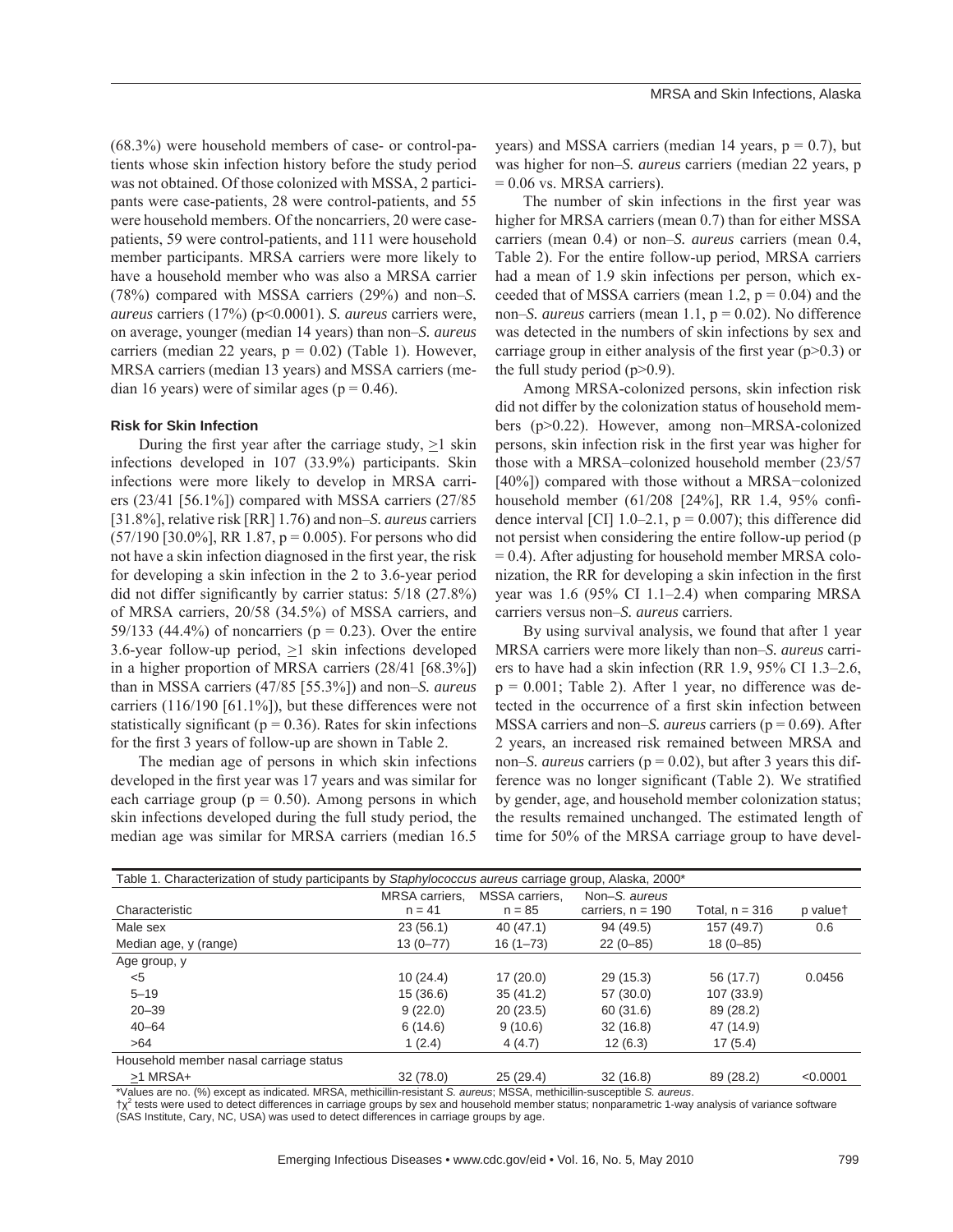(68.3%) were household members of case- or control-patients whose skin infection history before the study period was not obtained. Of those colonized with MSSA, 2 participants were case-patients, 28 were control-patients, and 55 were household members. Of the noncarriers, 20 were case-patients, 59 were control-patients, and 111 were household member participants. MRSA carriers were more likely to have a household member who was also a MRSA carrier (78%) compared with MSSA carriers (29%) and non–*S. aureus* carriers (17%) ($p<0.0001$). *S. aureus* carriers were, on average, younger (median 14 years) than non–*S. aureus* carriers (median 22 years, $p = 0.02$) (Table 1). However, MRSA carriers (median 13 years) and MSSA carriers (median 16 years) were of similar ages ($p = 0.46$).

### Risk for Skin Infection

During the first year after the carriage study, ≥1 skin infections developed in 107 (33.9%) participants. Skin infections were more likely to develop in MRSA carriers (23/41 [56.1%]) compared with MSSA carriers (27/85 [31.8%], relative risk [RR] 1.76) and non–*S. aureus* carriers (57/190 [30.0%], RR 1.87, $p = 0.005$). For persons who did not have a skin infection diagnosed in the first year, the risk for developing a skin infection in the 2 to 3.6-year period did not differ significantly by carrier status: 5/18 (27.8%) of MRSA carriers, 20/58 (34.5%) of MSSA carriers, and 59/133 (44.4%) of noncarriers ($p = 0.23$). Over the entire 3.6-year follow-up period, ≥1 skin infections developed in a higher proportion of MRSA carriers (28/41 [68.3%]) than in MSSA carriers (47/85 [55.3%]) and non–*S. aureus* carriers (116/190 [61.1%]), but these differences were not statistically significant ($p = 0.36$). Rates for skin infections for the first 3 years of follow-up are shown in Table 2.

The median age of persons in which skin infections developed in the first year was 17 years and was similar for each carriage group ($p = 0.50$). Among persons in which skin infections developed during the full study period, the median age was similar for MRSA carriers (median 16.5 years) and MSSA carriers (median 14 years, $p = 0.7$), but was higher for non–*S. aureus* carriers (median 22 years, $p = 0.06$ vs. MRSA carriers).

The number of skin infections in the first year was higher for MRSA carriers (mean 0.7) than for either MSSA carriers (mean 0.4) or non–*S. aureus* carriers (mean 0.4, Table 2). For the entire follow-up period, MRSA carriers had a mean of 1.9 skin infections per person, which exceeded that of MSSA carriers (mean 1.2, $p = 0.04$) and the non–*S. aureus* carriers (mean 1.1, $p = 0.02$). No difference was detected in the numbers of skin infections by sex and carriage group in either analysis of the first year ($p>0.3$) or the full study period ($p>0.9$).

Among MRSA-colonized persons, skin infection risk did not differ by the colonization status of household members ($p>0.22$). However, among non–MRSA-colonized persons, skin infection risk in the first year was higher for those with a MRSA–colonized household member (23/57 [40%]) compared with those without a MRSA−colonized household member (61/208 [24%], RR 1.4, 95% confidence interval [CI] 1.0–2.1, $p = 0.007$); this difference did not persist when considering the entire follow-up period ($p = 0.4$). After adjusting for household member MRSA colonization, the RR for developing a skin infection in the first year was 1.6 (95% CI 1.1–2.4) when comparing MRSA carriers versus non–*S. aureus* carriers.

By using survival analysis, we found that after 1 year MRSA carriers were more likely than non–*S. aureus* carriers to have had a skin infection (RR 1.9, 95% CI 1.3–2.6, $p = 0.001$; Table 2). After 1 year, no difference was detected in the occurrence of a first skin infection between MSSA carriers and non–*S. aureus* carriers ($p = 0.69$). After 2 years, an increased risk remained between MRSA and non–*S. aureus* carriers ($p = 0.02$), but after 3 years this difference was no longer significant (Table 2). We stratified by gender, age, and household member colonization status; the results remained unchanged. The estimated length of time for 50% of the MRSA carriage group to have devel-

Table 1. Characterization of study participants by *Staphylococcus aureus* carriage group, Alaska, 2000*

| Characteristic | MRSA carriers, n = 41 | MSSA carriers, n = 85 | Non–*S. aureus* carriers, n = 190 | Total, n = 316 | p value† |
|---|---|---|---|---|---|
| Male sex | 23 (56.1) | 40 (47.1) | 94 (49.5) | 157 (49.7) | 0.6 |
| Median age, y (range) | 13 (0–77) | 16 (1–73) | 22 (0–85) | 18 (0–85) | |
| Age group, y | | | | | |
| <5 | 10 (24.4) | 17 (20.0) | 29 (15.3) | 56 (17.7) | 0.0456 |
| 5–19 | 15 (36.6) | 35 (41.2) | 57 (30.0) | 107 (33.9) | |
| 20–39 | 9 (22.0) | 20 (23.5) | 60 (31.6) | 89 (28.2) | |
| 40–64 | 6 (14.6) | 9 (10.6) | 32 (16.8) | 47 (14.9) | |
| >64 | 1 (2.4) | 4 (4.7) | 12 (6.3) | 17 (5.4) | |
| Household member nasal carriage status | | | | | |
| ≥1 MRSA+ | 32 (78.0) | 25 (29.4) | 32 (16.8) | 89 (28.2) | <0.0001 |

*Values are no. (%) except as indicated. MRSA, methicillin-resistant *S. aureus*; MSSA, methicillin-susceptible *S. aureus*.
†$\chi^2$ tests were used to detect differences in carriage groups by sex and household member status; nonparametric 1-way analysis of variance software (SAS Institute, Cary, NC, USA) was used to detect differences in carriage groups by age.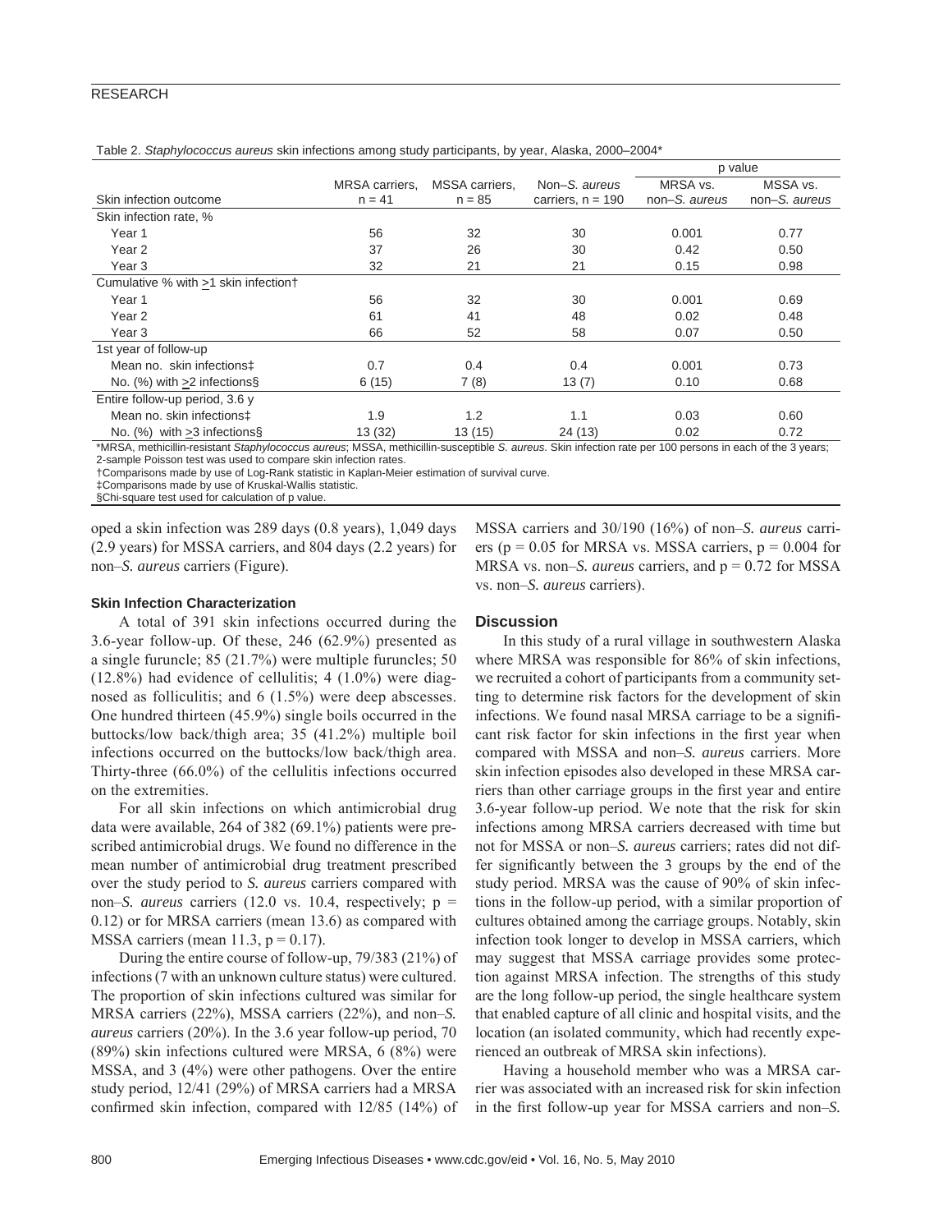Table 2. *Staphylococcus aureus* skin infections among study participants, by year, Alaska, 2000–2004*

| Skin infection outcome | MRSA carriers, n = 41 | MSSA carriers, n = 85 | Non–*S. aureus* carriers, n = 190 | p value: MRSA vs. non–*S. aureus* | p value: MSSA vs. non–*S. aureus* |
|---|---|---|---|---|---|
| Skin infection rate, % | | | | | |
| Year 1 | 56 | 32 | 30 | 0.001 | 0.77 |
| Year 2 | 37 | 26 | 30 | 0.42 | 0.50 |
| Year 3 | 32 | 21 | 21 | 0.15 | 0.98 |
| Cumulative % with >1 skin infection† | | | | | |
| Year 1 | 56 | 32 | 30 | 0.001 | 0.69 |
| Year 2 | 61 | 41 | 48 | 0.02 | 0.48 |
| Year 3 | 66 | 52 | 58 | 0.07 | 0.50 |
| 1st year of follow-up | | | | | |
| Mean no. skin infections‡ | 0.7 | 0.4 | 0.4 | 0.001 | 0.73 |
| No. (%) with >2 infections§ | 6 (15) | 7 (8) | 13 (7) | 0.10 | 0.68 |
| Entire follow-up period, 3.6 y | | | | | |
| Mean no. skin infections‡ | 1.9 | 1.2 | 1.1 | 0.03 | 0.60 |
| No. (%) with >3 infections§ | 13 (32) | 13 (15) | 24 (13) | 0.02 | 0.72 |

*MRSA, methicillin-resistant *Staphylococcus aureus*; MSSA, methicillin-susceptible *S. aureus*. Skin infection rate per 100 persons in each of the 3 years; 2-sample Poisson test was used to compare skin infection rates.
†Comparisons made by use of Log-Rank statistic in Kaplan-Meier estimation of survival curve.
‡Comparisons made by use of Kruskal-Wallis statistic.
§Chi-square test used for calculation of p value.

oped a skin infection was 289 days (0.8 years), 1,049 days (2.9 years) for MSSA carriers, and 804 days (2.2 years) for non–*S. aureus* carriers (Figure).

### Skin Infection Characterization

A total of 391 skin infections occurred during the 3.6-year follow-up. Of these, 246 (62.9%) presented as a single furuncle; 85 (21.7%) were multiple furuncles; 50 (12.8%) had evidence of cellulitis; 4 (1.0%) were diagnosed as folliculitis; and 6 (1.5%) were deep abscesses. One hundred thirteen (45.9%) single boils occurred in the buttocks/low back/thigh area; 35 (41.2%) multiple boil infections occurred on the buttocks/low back/thigh area. Thirty-three (66.0%) of the cellulitis infections occurred on the extremities.

For all skin infections on which antimicrobial drug data were available, 264 of 382 (69.1%) patients were prescribed antimicrobial drugs. We found no difference in the mean number of antimicrobial drug treatment prescribed over the study period to *S. aureus* carriers compared with non–*S. aureus* carriers (12.0 vs. 10.4, respectively; p = 0.12) or for MRSA carriers (mean 13.6) as compared with MSSA carriers (mean 11.3, p = 0.17).

During the entire course of follow-up, 79/383 (21%) of infections (7 with an unknown culture status) were cultured. The proportion of skin infections cultured was similar for MRSA carriers (22%), MSSA carriers (22%), and non–*S. aureus* carriers (20%). In the 3.6 year follow-up period, 70 (89%) skin infections cultured were MRSA, 6 (8%) were MSSA, and 3 (4%) were other pathogens. Over the entire study period, 12/41 (29%) of MRSA carriers had a MRSA confirmed skin infection, compared with 12/85 (14%) of MSSA carriers and 30/190 (16%) of non–*S. aureus* carriers (p = 0.05 for MRSA vs. MSSA carriers, p = 0.004 for MRSA vs. non–*S. aureus* carriers, and p = 0.72 for MSSA vs. non–*S. aureus* carriers).

## Discussion

In this study of a rural village in southwestern Alaska where MRSA was responsible for 86% of skin infections, we recruited a cohort of participants from a community setting to determine risk factors for the development of skin infections. We found nasal MRSA carriage to be a significant risk factor for skin infections in the first year when compared with MSSA and non–*S. aureus* carriers. More skin infection episodes also developed in these MRSA carriers than other carriage groups in the first year and entire 3.6-year follow-up period. We note that the risk for skin infections among MRSA carriers decreased with time but not for MSSA or non–*S. aureus* carriers; rates did not differ significantly between the 3 groups by the end of the study period. MRSA was the cause of 90% of skin infections in the follow-up period, with a similar proportion of cultures obtained among the carriage groups. Notably, skin infection took longer to develop in MSSA carriers, which may suggest that MSSA carriage provides some protection against MRSA infection. The strengths of this study are the long follow-up period, the single healthcare system that enabled capture of all clinic and hospital visits, and the location (an isolated community, which had recently experienced an outbreak of MRSA skin infections).

Having a household member who was a MRSA carrier was associated with an increased risk for skin infection in the first follow-up year for MSSA carriers and non–*S.*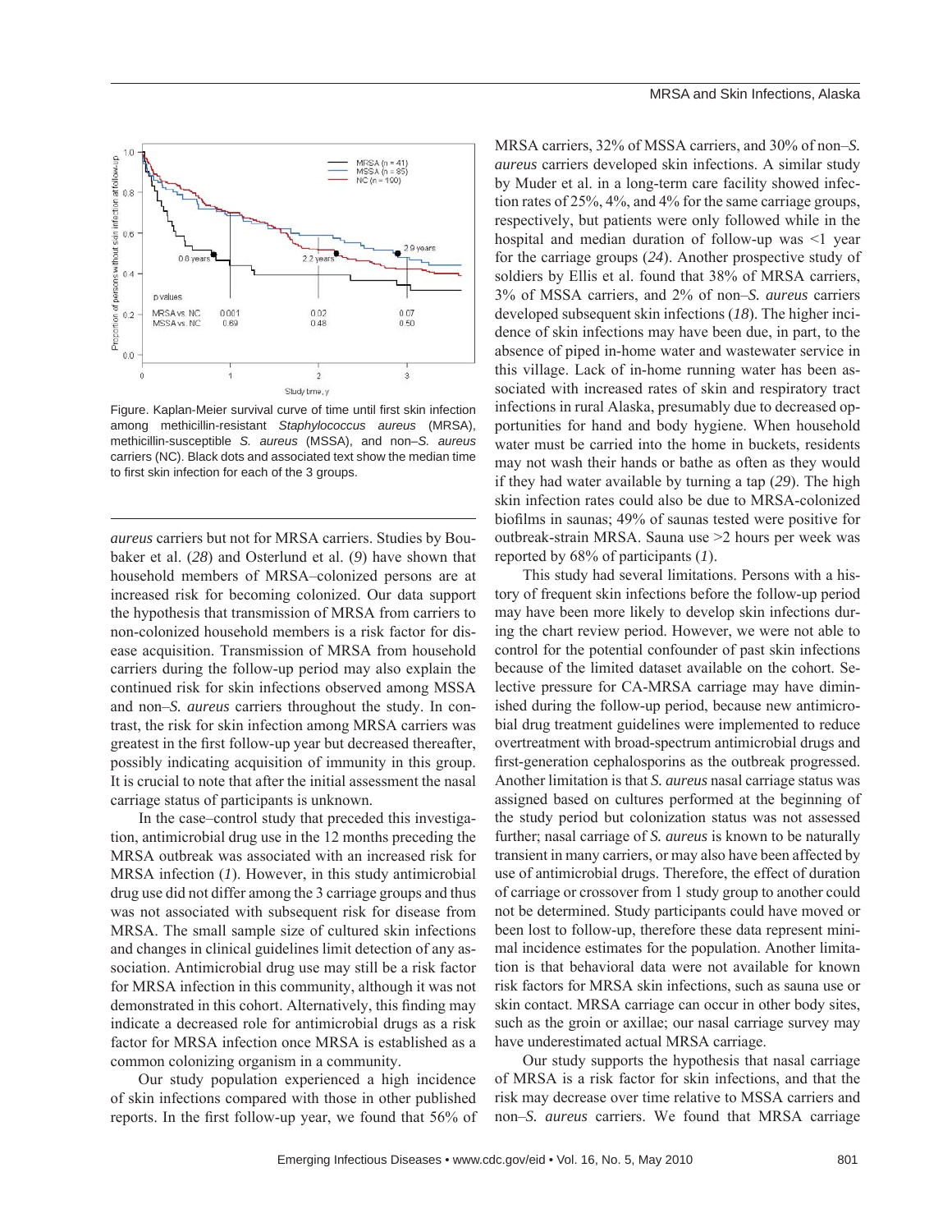Figure. Kaplan-Meier survival curve of time until first skin infection among methicillin-resistant *Staphylococcus aureus* (MRSA), methicillin-susceptible *S. aureus* (MSSA), and non–*S. aureus* carriers (NC). Black dots and associated text show the median time to first skin infection for each of the 3 groups.

*aureus* carriers but not for MRSA carriers. Studies by Boubaker et al. (*28*) and Osterlund et al. (*9*) have shown that household members of MRSA–colonized persons are at increased risk for becoming colonized. Our data support the hypothesis that transmission of MRSA from carriers to non-colonized household members is a risk factor for disease acquisition. Transmission of MRSA from household carriers during the follow-up period may also explain the continued risk for skin infections observed among MSSA and non–*S. aureus* carriers throughout the study. In contrast, the risk for skin infection among MRSA carriers was greatest in the first follow-up year but decreased thereafter, possibly indicating acquisition of immunity in this group. It is crucial to note that after the initial assessment the nasal carriage status of participants is unknown.

In the case–control study that preceded this investigation, antimicrobial drug use in the 12 months preceding the MRSA outbreak was associated with an increased risk for MRSA infection (*1*). However, in this study antimicrobial drug use did not differ among the 3 carriage groups and thus was not associated with subsequent risk for disease from MRSA. The small sample size of cultured skin infections and changes in clinical guidelines limit detection of any association. Antimicrobial drug use may still be a risk factor for MRSA infection in this community, although it was not demonstrated in this cohort. Alternatively, this finding may indicate a decreased role for antimicrobial drugs as a risk factor for MRSA infection once MRSA is established as a common colonizing organism in a community.

Our study population experienced a high incidence of skin infections compared with those in other published reports. In the first follow-up year, we found that 56% of MRSA carriers, 32% of MSSA carriers, and 30% of non–*S. aureus* carriers developed skin infections. A similar study by Muder et al. in a long-term care facility showed infection rates of 25%, 4%, and 4% for the same carriage groups, respectively, but patients were only followed while in the hospital and median duration of follow-up was <1 year for the carriage groups (*24*). Another prospective study of soldiers by Ellis et al. found that 38% of MRSA carriers, 3% of MSSA carriers, and 2% of non–*S. aureus* carriers developed subsequent skin infections (*18*). The higher incidence of skin infections may have been due, in part, to the absence of piped in-home water and wastewater service in this village. Lack of in-home running water has been associated with increased rates of skin and respiratory tract infections in rural Alaska, presumably due to decreased opportunities for hand and body hygiene. When household water must be carried into the home in buckets, residents may not wash their hands or bathe as often as they would if they had water available by turning a tap (*29*). The high skin infection rates could also be due to MRSA-colonized biofilms in saunas; 49% of saunas tested were positive for outbreak-strain MRSA. Sauna use >2 hours per week was reported by 68% of participants (*1*).

This study had several limitations. Persons with a history of frequent skin infections before the follow-up period may have been more likely to develop skin infections during the chart review period. However, we were not able to control for the potential confounder of past skin infections because of the limited dataset available on the cohort. Selective pressure for CA-MRSA carriage may have diminished during the follow-up period, because new antimicrobial drug treatment guidelines were implemented to reduce overtreatment with broad-spectrum antimicrobial drugs and first-generation cephalosporins as the outbreak progressed. Another limitation is that *S. aureus* nasal carriage status was assigned based on cultures performed at the beginning of the study period but colonization status was not assessed further; nasal carriage of *S. aureus* is known to be naturally transient in many carriers, or may also have been affected by use of antimicrobial drugs. Therefore, the effect of duration of carriage or crossover from 1 study group to another could not be determined. Study participants could have moved or been lost to follow-up, therefore these data represent minimal incidence estimates for the population. Another limitation is that behavioral data were not available for known risk factors for MRSA skin infections, such as sauna use or skin contact. MRSA carriage can occur in other body sites, such as the groin or axillae; our nasal carriage survey may have underestimated actual MRSA carriage.

Our study supports the hypothesis that nasal carriage of MRSA is a risk factor for skin infections, and that the risk may decrease over time relative to MSSA carriers and non–*S. aureus* carriers. We found that MRSA carriage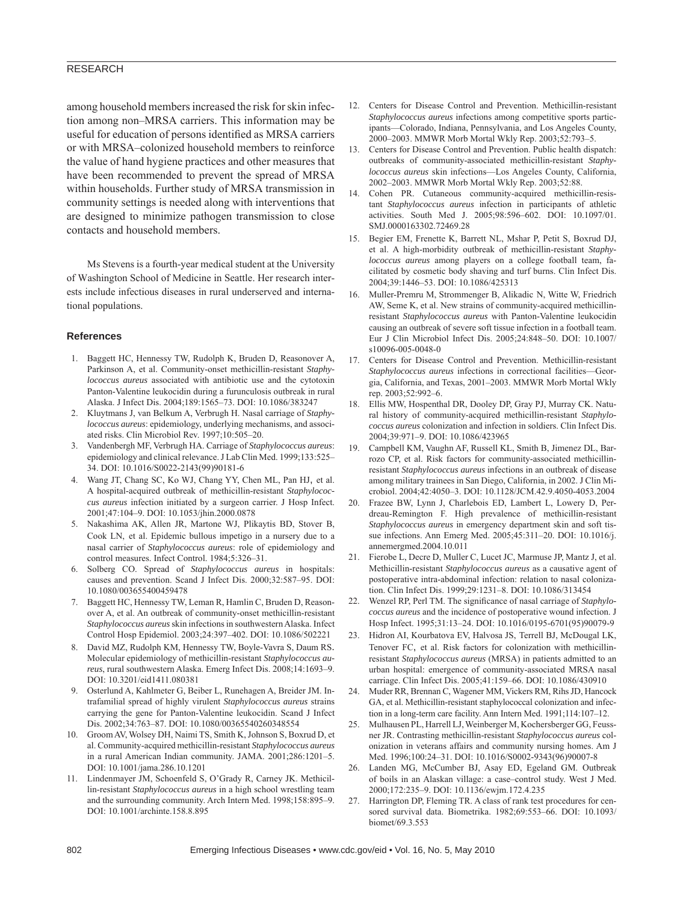among household members increased the risk for skin infection among non–MRSA carriers. This information may be useful for education of persons identified as MRSA carriers or with MRSA–colonized household members to reinforce the value of hand hygiene practices and other measures that have been recommended to prevent the spread of MRSA within households. Further study of MRSA transmission in community settings is needed along with interventions that are designed to minimize pathogen transmission to close contacts and household members.

Ms Stevens is a fourth-year medical student at the University of Washington School of Medicine in Seattle. Her research interests include infectious diseases in rural underserved and international populations.

## References

1. Baggett HC, Hennessy TW, Rudolph K, Bruden D, Reasonover A, Parkinson A, et al. Community-onset methicillin-resistant *Staphylococcus aureus* associated with antibiotic use and the cytotoxin Panton-Valentine leukocidin during a furunculosis outbreak in rural Alaska. J Infect Dis. 2004;189:1565–73. DOI: 10.1086/383247
2. Kluytmans J, van Belkum A, Verbrugh H. Nasal carriage of *Staphylococcus aureus*: epidemiology, underlying mechanisms, and associated risks. Clin Microbiol Rev. 1997;10:505–20.
3. Vandenbergh MF, Verbrugh HA. Carriage of *Staphylococcus aureus*: epidemiology and clinical relevance. J Lab Clin Med. 1999;133:525–34. DOI: 10.1016/S0022-2143(99)90181-6
4. Wang JT, Chang SC, Ko WJ, Chang YY, Chen ML, Pan HJ, et al. A hospital-acquired outbreak of methicillin-resistant *Staphylococcus aureus* infection initiated by a surgeon carrier. J Hosp Infect. 2001;47:104–9. DOI: 10.1053/jhin.2000.0878
5. Nakashima AK, Allen JR, Martone WJ, Plikaytis BD, Stover B, Cook LN, et al. Epidemic bullous impetigo in a nursery due to a nasal carrier of *Staphylococcus aureus*: role of epidemiology and control measures. Infect Control. 1984;5:326–31.
6. Solberg CO. Spread of *Staphylococcus aureus* in hospitals: causes and prevention. Scand J Infect Dis. 2000;32:587–95. DOI: 10.1080/003655400459478
7. Baggett HC, Hennessy TW, Leman R, Hamlin C, Bruden D, Reasonover A, et al. An outbreak of community-onset methicillin-resistant *Staphylococcus aureus* skin infections in southwestern Alaska. Infect Control Hosp Epidemiol. 2003;24:397–402. DOI: 10.1086/502221
8. David MZ, Rudolph KM, Hennessy TW, Boyle-Vavra S, Daum RS. Molecular epidemiology of methicillin-resistant *Staphylococcus aureus*, rural southwestern Alaska. Emerg Infect Dis. 2008;14:1693–9. DOI: 10.3201/eid1411.080381
9. Osterlund A, Kahlmeter G, Beiber L, Runehagen A, Breider JM. Intrafamilial spread of highly virulent *Staphylococcus aureus* strains carrying the gene for Panton-Valentine leukocidin. Scand J Infect Dis. 2002;34:763–87. DOI: 10.1080/00365540260348554
10. Groom AV, Wolsey DH, Naimi TS, Smith K, Johnson S, Boxrud D, et al. Community-acquired methicillin-resistant *Staphylococcus aureus* in a rural American Indian community. JAMA. 2001;286:1201–5. DOI: 10.1001/jama.286.10.1201
11. Lindenmayer JM, Schoenfeld S, O'Grady R, Carney JK. Methicillin-resistant *Staphylococcus aureus* in a high school wrestling team and the surrounding community. Arch Intern Med. 1998;158:895–9. DOI: 10.1001/archinte.158.8.895
12. Centers for Disease Control and Prevention. Methicillin-resistant *Staphylococcus aureus* infections among competitive sports participants—Colorado, Indiana, Pennsylvania, and Los Angeles County, 2000–2003. MMWR Morb Mortal Wkly Rep. 2003;52:793–5.
13. Centers for Disease Control and Prevention. Public health dispatch: outbreaks of community-associated methicillin-resistant *Staphylococcus aureus* skin infections—Los Angeles County, California, 2002–2003. MMWR Morb Mortal Wkly Rep. 2003;52:88.
14. Cohen PR. Cutaneous community-acquired methicillin-resistant *Staphylococcus aureus* infection in participants of athletic activities. South Med J. 2005;98:596–602. DOI: 10.1097/01.SMJ.0000163302.72469.28
15. Begier EM, Frenette K, Barrett NL, Mshar P, Petit S, Boxrud DJ, et al. A high-morbidity outbreak of methicillin-resistant *Staphylococcus aureus* among players on a college football team, facilitated by cosmetic body shaving and turf burns. Clin Infect Dis. 2004;39:1446–53. DOI: 10.1086/425313
16. Muller-Premru M, Strommenger B, Alikadic N, Witte W, Friedrich AW, Seme K, et al. New strains of community-acquired methicillin-resistant *Staphylococcus aureus* with Panton-Valentine leukocidin causing an outbreak of severe soft tissue infection in a football team. Eur J Clin Microbiol Infect Dis. 2005;24:848–50. DOI: 10.1007/s10096-005-0048-0
17. Centers for Disease Control and Prevention. Methicillin-resistant *Staphylococcus aureus* infections in correctional facilities—Georgia, California, and Texas, 2001–2003. MMWR Morb Mortal Wkly rep. 2003;52:992–6.
18. Ellis MW, Hospenthal DR, Dooley DP, Gray PJ, Murray CK. Natural history of community-acquired methicillin-resistant *Staphylococcus aureus* colonization and infection in soldiers. Clin Infect Dis. 2004;39:971–9. DOI: 10.1086/423965
19. Campbell KM, Vaughn AF, Russell KL, Smith B, Jimenez DL, Barrozo CP, et al. Risk factors for community-associated methicillin-resistant *Staphylococcus aureus* infections in an outbreak of disease among military trainees in San Diego, California, in 2002. J Clin Microbiol. 2004;42:4050–3. DOI: 10.1128/JCM.42.9.4050-4053.2004
20. Frazee BW, Lynn J, Charlebois ED, Lambert L, Lowery D, Perdreau-Remington F. High prevalence of methicillin-resistant *Staphylococcus aureus* in emergency department skin and soft tissue infections. Ann Emerg Med. 2005;45:311–20. DOI: 10.1016/j.annemergmed.2004.10.011
21. Fierobe L, Decre D, Muller C, Lucet JC, Marmuse JP, Mantz J, et al. Methicillin-resistant *Staphylococcus aureus* as a causative agent of postoperative intra-abdominal infection: relation to nasal colonization. Clin Infect Dis. 1999;29:1231–8. DOI: 10.1086/313454
22. Wenzel RP, Perl TM. The significance of nasal carriage of *Staphylococcus aureus* and the incidence of postoperative wound infection. J Hosp Infect. 1995;31:13–24. DOI: 10.1016/0195-6701(95)90079-9
23. Hidron AI, Kourbatova EV, Halvosa JS, Terrell BJ, McDougal LK, Tenover FC, et al. Risk factors for colonization with methicillin-resistant *Staphylococcus aureus* (MRSA) in patients admitted to an urban hospital: emergence of community-associated MRSA nasal carriage. Clin Infect Dis. 2005;41:159–66. DOI: 10.1086/430910
24. Muder RR, Brennan C, Wagener MM, Vickers RM, Rihs JD, Hancock GA, et al. Methicillin-resistant staphylococcal colonization and infection in a long-term care facility. Ann Intern Med. 1991;114:107–12.
25. Mulhausen PL, Harrell LJ, Weinberger M, Kochersberger GG, Feussner JR. Contrasting methicillin-resistant *Staphylococcus aureus* colonization in veterans affairs and community nursing homes. Am J Med. 1996;100:24–31. DOI: 10.1016/S0002-9343(96)90007-8
26. Landen MG, McCumber BJ, Asay ED, Egeland GM. Outbreak of boils in an Alaskan village: a case–control study. West J Med. 2000;172:235–9. DOI: 10.1136/ewjm.172.4.235
27. Harrington DP, Fleming TR. A class of rank test procedures for censored survival data. Biometrika. 1982;69:553–66. DOI: 10.1093/biomet/69.3.553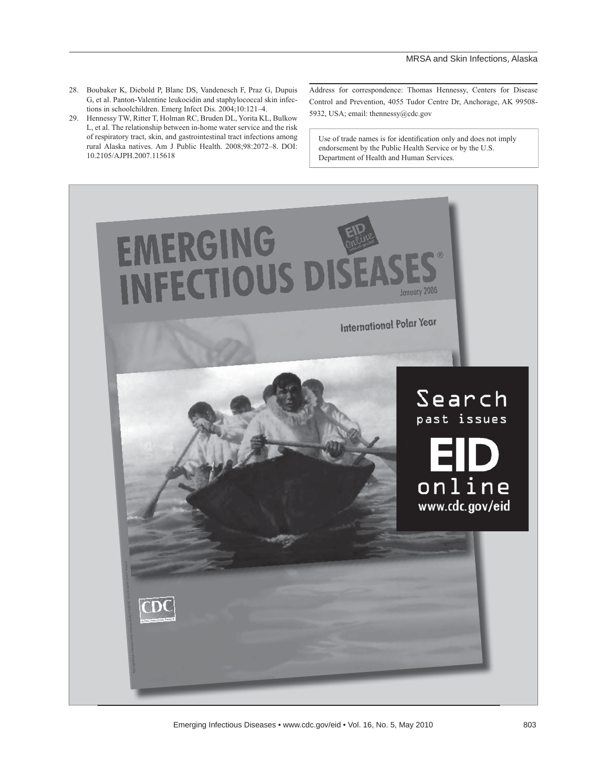28. Boubaker K, Diebold P, Blanc DS, Vandenesch F, Praz G, Dupuis G, et al. Panton-Valentine leukocidin and staphylococcal skin infections in schoolchildren. Emerg Infect Dis. 2004;10:121–4.
29. Hennessy TW, Ritter T, Holman RC, Bruden DL, Yorita KL, Bulkow L, et al. The relationship between in-home water service and the risk of respiratory tract, skin, and gastrointestinal tract infections among rural Alaska natives. Am J Public Health. 2008;98:2072–8. DOI: 10.2105/AJPH.2007.115618

Address for correspondence: Thomas Hennessy, Centers for Disease Control and Prevention, 4055 Tudor Centre Dr, Anchorage, AK 99508-5932, USA; email: thennessy@cdc.gov

Use of trade names is for identification only and does not imply endorsement by the Public Health Service or by the U.S. Department of Health and Human Services.

EMERGING INFECTIOUS DISEASES®

January 2008

International Polar Year

Search past issues

EID online

www.cdc.gov/eid